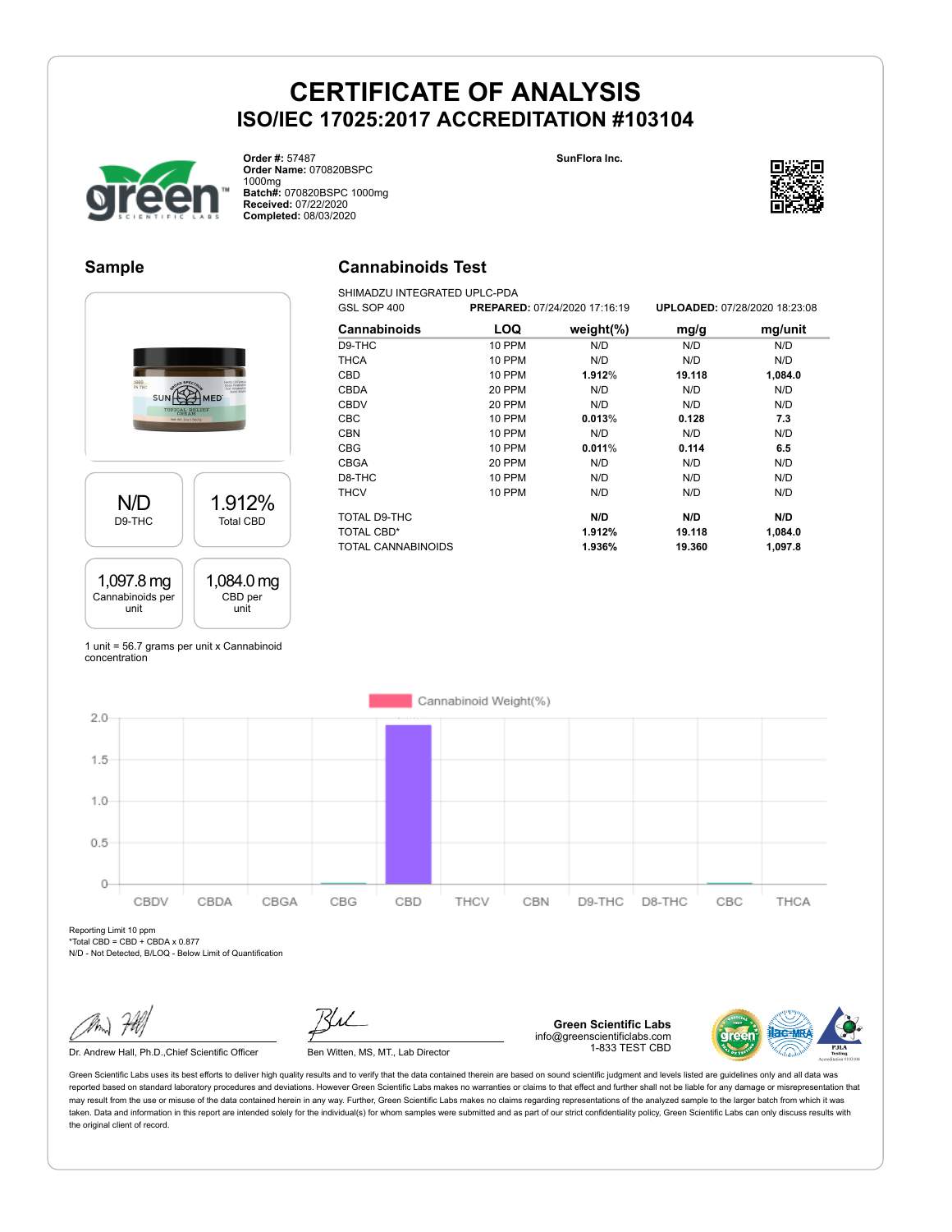# CERTIFICATE OF ANALYSIS

## ISO/IEC 17025:2017 ACCREDITATION #103104

**Order #:** 57487
**Order Name:** 070820BSPC 1000mg
**Batch#:** 070820BSPC 1000mg
**Received:** 07/22/2020
**Completed:** 08/03/2020

**SunFlora Inc.**

## Sample

| N/D | 1.912% |
|---|---|
| D9-THC | Total CBD |

| 1,097.8 mg | 1,084.0 mg |
|---|---|
| Cannabinoids per unit | CBD per unit |

1 unit = 56.7 grams per unit x Cannabinoid concentration

## Cannabinoids Test

SHIMADZU INTEGRATED UPLC-PDA
GSL SOP 400 **PREPARED:** 07/24/2020 17:16:19 **UPLOADED:** 07/28/2020 18:23:08

| Cannabinoids | LOQ | weight(%) | mg/g | mg/unit |
|---|---|---|---|---|
| D9-THC | 10 PPM | N/D | N/D | N/D |
| THCA | 10 PPM | N/D | N/D | N/D |
| CBD | 10 PPM | **1.912%** | **19.118** | **1,084.0** |
| CBDA | 20 PPM | N/D | N/D | N/D |
| CBDV | 20 PPM | N/D | N/D | N/D |
| CBC | 10 PPM | **0.013%** | **0.128** | **7.3** |
| CBN | 10 PPM | N/D | N/D | N/D |
| CBG | 10 PPM | **0.011%** | **0.114** | **6.5** |
| CBGA | 20 PPM | N/D | N/D | N/D |
| D8-THC | 10 PPM | N/D | N/D | N/D |
| THCV | 10 PPM | N/D | N/D | N/D |
| TOTAL D9-THC | | **N/D** | **N/D** | **N/D** |
| TOTAL CBD* | | **1.912%** | **19.118** | **1,084.0** |
| TOTAL CANNABINOIDS | | **1.936%** | **19.360** | **1,097.8** |

Reporting Limit 10 ppm
*Total CBD = CBD + CBDA x 0.877
N/D - Not Detected, B/LOQ - Below Limit of Quantification

Dr. Andrew Hall, Ph.D.,Chief Scientific Officer

Ben Witten, MS, MT., Lab Director

**Green Scientific Labs**
info@greenscientificlabs.com
1-833 TEST CBD

Green Scientific Labs uses its best efforts to deliver high quality results and to verify that the data contained therein are based on sound scientific judgment and levels listed are guidelines only and all data was reported based on standard laboratory procedures and deviations. However Green Scientific Labs makes no warranties or claims to that effect and further shall not be liable for any damage or misrepresentation that may result from the use or misuse of the data contained herein in any way. Further, Green Scientific Labs makes no claims regarding representations of the analyzed sample to the larger batch from which it was taken. Data and information in this report are intended solely for the individual(s) for whom samples were submitted and as part of our strict confidentiality policy, Green Scientific Labs can only discuss results with the original client of record.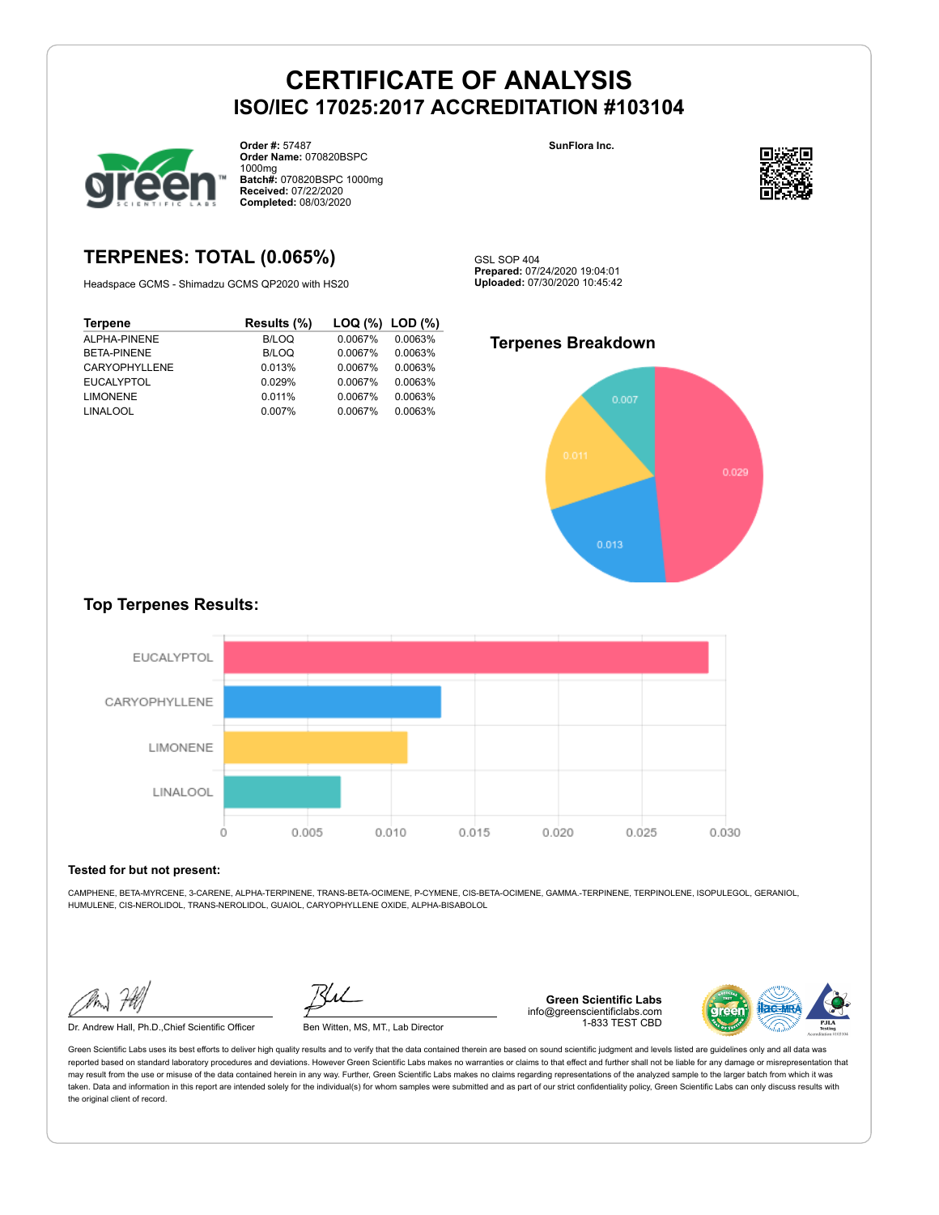# CERTIFICATE OF ANALYSIS
## ISO/IEC 17025:2017 ACCREDITATION #103104

**Order #:** 57487
**Order Name:** 070820BSPC 1000mg
**Batch#:** 070820BSPC 1000mg
**Received:** 07/22/2020
**Completed:** 08/03/2020

**SunFlora Inc.**

## TERPENES: TOTAL (0.065%)

Headspace GCMS - Shimadzu GCMS QP2020 with HS20

GSL SOP 404
**Prepared:** 07/24/2020 19:04:01
**Uploaded:** 07/30/2020 10:45:42

| Terpene | Results (%) | LOQ (%) | LOD (%) |
|---|---|---|---|
| ALPHA-PINENE | B/LOQ | 0.0067% | 0.0063% |
| BETA-PINENE | B/LOQ | 0.0067% | 0.0063% |
| CARYOPHYLLENE | 0.013% | 0.0067% | 0.0063% |
| EUCALYPTOL | 0.029% | 0.0067% | 0.0063% |
| LIMONENE | 0.011% | 0.0067% | 0.0063% |
| LINALOOL | 0.007% | 0.0067% | 0.0063% |

### Terpenes Breakdown

### Top Terpenes Results:

| Terpene | Result |
|---|---|
| EUCALYPTOL | 0.029 |
| CARYOPHYLLENE | 0.013 |
| LIMONENE | 0.011 |
| LINALOOL | 0.007 |

**Tested for but not present:**

CAMPHENE, BETA-MYRCENE, 3-CARENE, ALPHA-TERPINENE, TRANS-BETA-OCIMENE, P-CYMENE, CIS-BETA-OCIMENE, GAMMA.-TERPINENE, TERPINOLENE, ISOPULEGOL, GERANIOL, HUMULENE, CIS-NEROLIDOL, TRANS-NEROLIDOL, GUAIOL, CARYOPHYLLENE OXIDE, ALPHA-BISABOLOL

Dr. Andrew Hall, Ph.D.,Chief Scientific Officer

Ben Witten, MS, MT., Lab Director

**Green Scientific Labs**
info@greenscientificlabs.com
1-833 TEST CBD

Green Scientific Labs uses its best efforts to deliver high quality results and to verify that the data contained therein are based on sound scientific judgment and levels listed are guidelines only and all data was reported based on standard laboratory procedures and deviations. However Green Scientific Labs makes no warranties or claims to that effect and further shall not be liable for any damage or misrepresentation that may result from the use or misuse of the data contained herein in any way. Further, Green Scientific Labs makes no claims regarding representations of the analyzed sample to the larger batch from which it was taken. Data and information in this report are intended solely for the individual(s) for whom samples were submitted and as part of our strict confidentiality policy, Green Scientific Labs can only discuss results with the original client of record.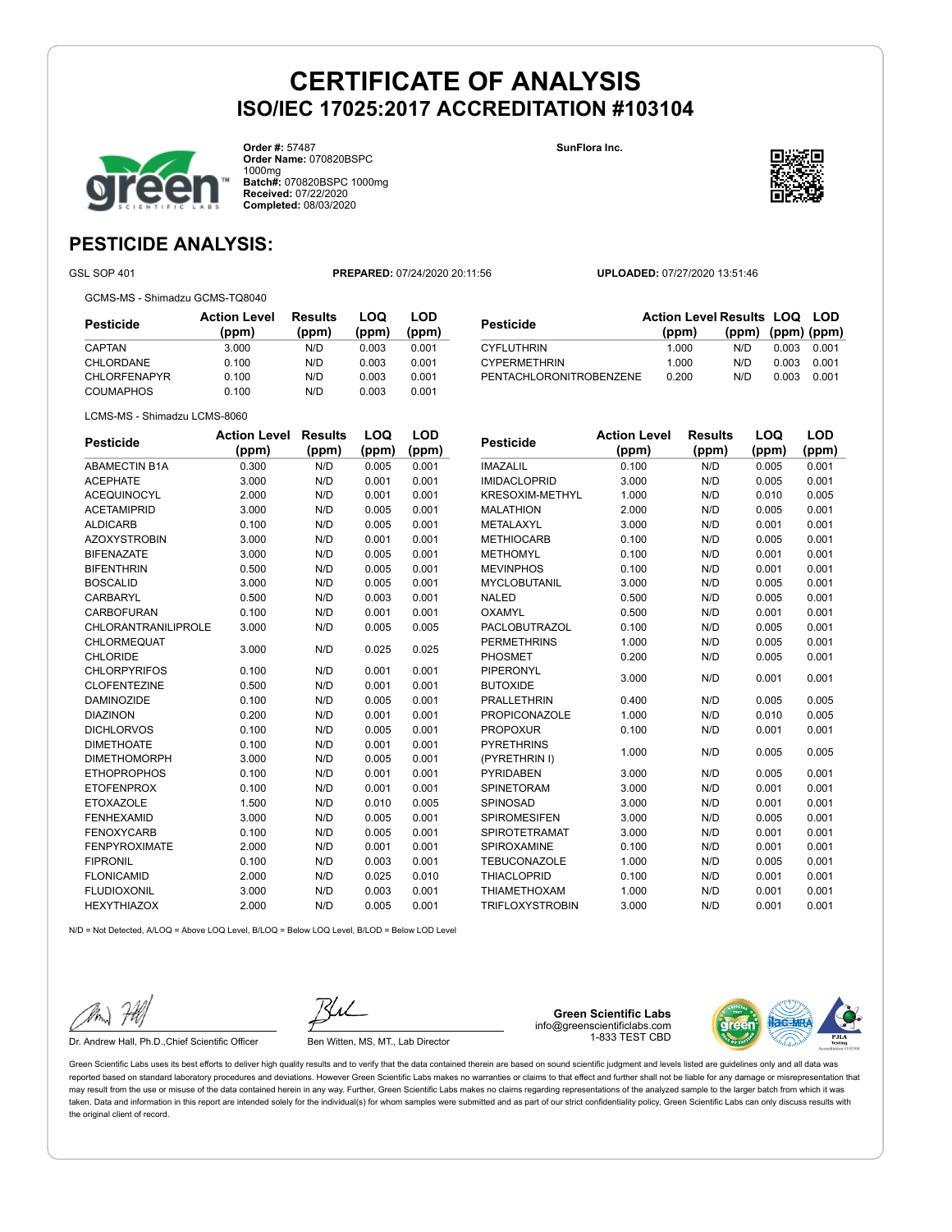# CERTIFICATE OF ANALYSIS
## ISO/IEC 17025:2017 ACCREDITATION #103104

**Order #:** 57487
**Order Name:** 070820BSPC 1000mg
**Batch#:** 070820BSPC 1000mg
**Received:** 07/22/2020
**Completed:** 08/03/2020

**SunFlora Inc.**

## PESTICIDE ANALYSIS:

GSL SOP 401 **PREPARED:** 07/24/2020 20:11:56 **UPLOADED:** 07/27/2020 13:51:46

GCMS-MS - Shimadzu GCMS-TQ8040

| Pesticide | Action Level (ppm) | Results (ppm) | LOQ (ppm) | LOD (ppm) |
|---|---|---|---|---|
| CAPTAN | 3.000 | N/D | 0.003 | 0.001 |
| CHLORDANE | 0.100 | N/D | 0.003 | 0.001 |
| CHLORFENAPYR | 0.100 | N/D | 0.003 | 0.001 |
| COUMAPHOS | 0.100 | N/D | 0.003 | 0.001 |
| CYFLUTHRIN | 1.000 | N/D | 0.003 | 0.001 |
| CYPERMETHRIN | 1.000 | N/D | 0.003 | 0.001 |
| PENTACHLORONITROBENZENE | 0.200 | N/D | 0.003 | 0.001 |

LCMS-MS - Shimadzu LCMS-8060

| Pesticide | Action Level (ppm) | Results (ppm) | LOQ (ppm) | LOD (ppm) |
|---|---|---|---|---|
| ABAMECTIN B1A | 0.300 | N/D | 0.005 | 0.001 |
| ACEPHATE | 3.000 | N/D | 0.001 | 0.001 |
| ACEQUINOCYL | 2.000 | N/D | 0.001 | 0.001 |
| ACETAMIPRID | 3.000 | N/D | 0.005 | 0.001 |
| ALDICARB | 0.100 | N/D | 0.005 | 0.001 |
| AZOXYSTROBIN | 3.000 | N/D | 0.001 | 0.001 |
| BIFENAZATE | 3.000 | N/D | 0.005 | 0.001 |
| BIFENTHRIN | 0.500 | N/D | 0.005 | 0.001 |
| BOSCALID | 3.000 | N/D | 0.005 | 0.001 |
| CARBARYL | 0.500 | N/D | 0.003 | 0.001 |
| CARBOFURAN | 0.100 | N/D | 0.001 | 0.001 |
| CHLORANTRANILIPROLE | 3.000 | N/D | 0.005 | 0.005 |
| CHLORMEQUAT CHLORIDE | 3.000 | N/D | 0.025 | 0.025 |
| CHLORPYRIFOS | 0.100 | N/D | 0.001 | 0.001 |
| CLOFENTEZINE | 0.500 | N/D | 0.001 | 0.001 |
| DAMINOZIDE | 0.100 | N/D | 0.005 | 0.001 |
| DIAZINON | 0.200 | N/D | 0.001 | 0.001 |
| DICHLORVOS | 0.100 | N/D | 0.005 | 0.001 |
| DIMETHOATE | 0.100 | N/D | 0.001 | 0.001 |
| DIMETHOMORPH | 3.000 | N/D | 0.005 | 0.001 |
| ETHOPROPHOS | 0.100 | N/D | 0.001 | 0.001 |
| ETOFENPROX | 0.100 | N/D | 0.001 | 0.001 |
| ETOXAZOLE | 1.500 | N/D | 0.010 | 0.005 |
| FENHEXAMID | 3.000 | N/D | 0.005 | 0.001 |
| FENOXYCARB | 0.100 | N/D | 0.005 | 0.001 |
| FENPYROXIMATE | 2.000 | N/D | 0.001 | 0.001 |
| FIPRONIL | 0.100 | N/D | 0.003 | 0.001 |
| FLONICAMID | 2.000 | N/D | 0.025 | 0.010 |
| FLUDIOXONIL | 3.000 | N/D | 0.003 | 0.001 |
| HEXYTHIAZOX | 2.000 | N/D | 0.005 | 0.001 |
| IMAZALIL | 0.100 | N/D | 0.005 | 0.001 |
| IMIDACLOPRID | 3.000 | N/D | 0.005 | 0.001 |
| KRESOXIM-METHYL | 1.000 | N/D | 0.010 | 0.005 |
| MALATHION | 2.000 | N/D | 0.005 | 0.001 |
| METALAXYL | 3.000 | N/D | 0.001 | 0.001 |
| METHIOCARB | 0.100 | N/D | 0.005 | 0.001 |
| METHOMYL | 0.100 | N/D | 0.001 | 0.001 |
| MEVINPHOS | 0.100 | N/D | 0.001 | 0.001 |
| MYCLOBUTANIL | 3.000 | N/D | 0.005 | 0.001 |
| NALED | 0.500 | N/D | 0.005 | 0.001 |
| OXAMYL | 0.500 | N/D | 0.001 | 0.001 |
| PACLOBUTRAZOL | 0.100 | N/D | 0.005 | 0.001 |
| PERMETHRINS | 1.000 | N/D | 0.005 | 0.001 |
| PHOSMET | 0.200 | N/D | 0.005 | 0.001 |
| PIPERONYL BUTOXIDE | 3.000 | N/D | 0.001 | 0.001 |
| PRALLETHRIN | 0.400 | N/D | 0.005 | 0.005 |
| PROPICONAZOLE | 1.000 | N/D | 0.010 | 0.005 |
| PROPOXUR | 0.100 | N/D | 0.001 | 0.001 |
| PYRETHRINS (PYRETHRIN I) | 1.000 | N/D | 0.005 | 0.005 |
| PYRIDABEN | 3.000 | N/D | 0.005 | 0.001 |
| SPINETORAM | 3.000 | N/D | 0.001 | 0.001 |
| SPINOSAD | 3.000 | N/D | 0.001 | 0.001 |
| SPIROMESIFEN | 3.000 | N/D | 0.005 | 0.001 |
| SPIROTETRAMAT | 3.000 | N/D | 0.001 | 0.001 |
| SPIROXAMINE | 0.100 | N/D | 0.001 | 0.001 |
| TEBUCONAZOLE | 1.000 | N/D | 0.005 | 0.001 |
| THIACLOPRID | 0.100 | N/D | 0.001 | 0.001 |
| THIAMETHOXAM | 1.000 | N/D | 0.001 | 0.001 |
| TRIFLOXYSTROBIN | 3.000 | N/D | 0.001 | 0.001 |

N/D = Not Detected, A/LOQ = Above LOQ Level, B/LOQ = Below LOQ Level, B/LOD = Below LOD Level

Dr. Andrew Hall, Ph.D.,Chief Scientific Officer

Ben Witten, MS, MT., Lab Director

**Green Scientific Labs**
info@greenscientificlabs.com
1-833 TEST CBD

Green Scientific Labs uses its best efforts to deliver high quality results and to verify that the data contained therein are based on sound scientific judgment and levels listed are guidelines only and all data was reported based on standard laboratory procedures and deviations. However Green Scientific Labs makes no warranties or claims to that effect and further shall not be liable for any damage or misrepresentation that may result from the use or misuse of the data contained herein in any way. Further, Green Scientific Labs makes no claims regarding representations of the analyzed sample to the larger batch from which it was taken. Data and information in this report are intended solely for the individual(s) for whom samples were submitted and as part of our strict confidentiality policy, Green Scientific Labs can only discuss results with the original client of record.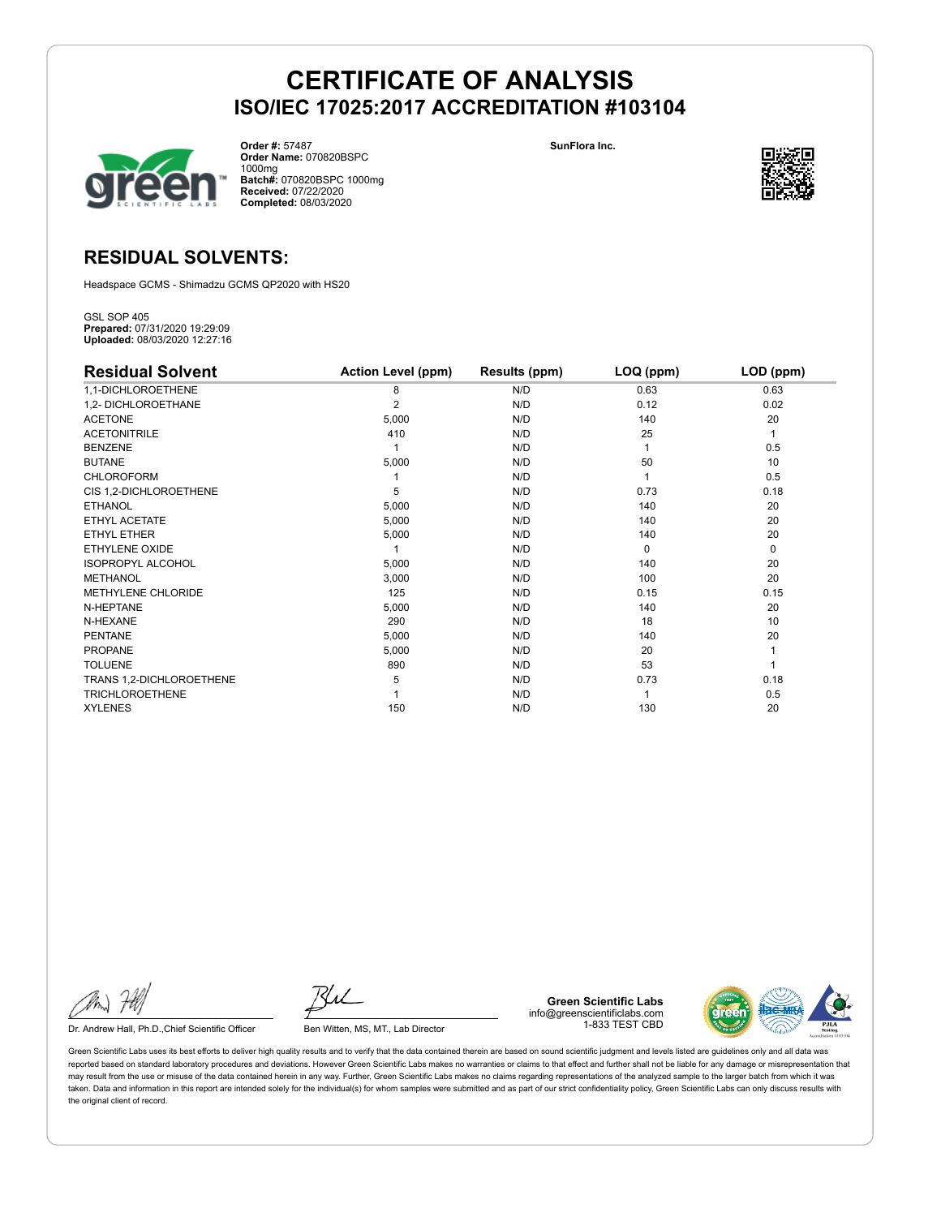# CERTIFICATE OF ANALYSIS
## ISO/IEC 17025:2017 ACCREDITATION #103104

**Order #:** 57487
**Order Name:** 070820BSPC 1000mg
**Batch#:** 070820BSPC 1000mg
**Received:** 07/22/2020
**Completed:** 08/03/2020

**SunFlora Inc.**

## RESIDUAL SOLVENTS:

Headspace GCMS - Shimadzu GCMS QP2020 with HS20

GSL SOP 405
**Prepared:** 07/31/2020 19:29:09
**Uploaded:** 08/03/2020 12:27:16

| Residual Solvent | Action Level (ppm) | Results (ppm) | LOQ (ppm) | LOD (ppm) |
|---|---|---|---|---|
| 1,1-DICHLOROETHENE | 8 | N/D | 0.63 | 0.63 |
| 1,2- DICHLOROETHANE | 2 | N/D | 0.12 | 0.02 |
| ACETONE | 5,000 | N/D | 140 | 20 |
| ACETONITRILE | 410 | N/D | 25 | 1 |
| BENZENE | 1 | N/D | 1 | 0.5 |
| BUTANE | 5,000 | N/D | 50 | 10 |
| CHLOROFORM | 1 | N/D | 1 | 0.5 |
| CIS 1,2-DICHLOROETHENE | 5 | N/D | 0.73 | 0.18 |
| ETHANOL | 5,000 | N/D | 140 | 20 |
| ETHYL ACETATE | 5,000 | N/D | 140 | 20 |
| ETHYL ETHER | 5,000 | N/D | 140 | 20 |
| ETHYLENE OXIDE | 1 | N/D | 0 | 0 |
| ISOPROPYL ALCOHOL | 5,000 | N/D | 140 | 20 |
| METHANOL | 3,000 | N/D | 100 | 20 |
| METHYLENE CHLORIDE | 125 | N/D | 0.15 | 0.15 |
| N-HEPTANE | 5,000 | N/D | 140 | 20 |
| N-HEXANE | 290 | N/D | 18 | 10 |
| PENTANE | 5,000 | N/D | 140 | 20 |
| PROPANE | 5,000 | N/D | 20 | 1 |
| TOLUENE | 890 | N/D | 53 | 1 |
| TRANS 1,2-DICHLOROETHENE | 5 | N/D | 0.73 | 0.18 |
| TRICHLOROETHENE | 1 | N/D | 1 | 0.5 |
| XYLENES | 150 | N/D | 130 | 20 |

Dr. Andrew Hall, Ph.D.,Chief Scientific Officer

Ben Witten, MS, MT., Lab Director

**Green Scientific Labs**
info@greenscientificlabs.com
1-833 TEST CBD

Green Scientific Labs uses its best efforts to deliver high quality results and to verify that the data contained therein are based on sound scientific judgment and levels listed are guidelines only and all data was reported based on standard laboratory procedures and deviations. However Green Scientific Labs makes no warranties or claims to that effect and further shall not be liable for any damage or misrepresentation that may result from the use or misuse of the data contained herein in any way. Further, Green Scientific Labs makes no claims regarding representations of the analyzed sample to the larger batch from which it was taken. Data and information in this report are intended solely for the individual(s) for whom samples were submitted and as part of our strict confidentiality policy, Green Scientific Labs can only discuss results with the original client of record.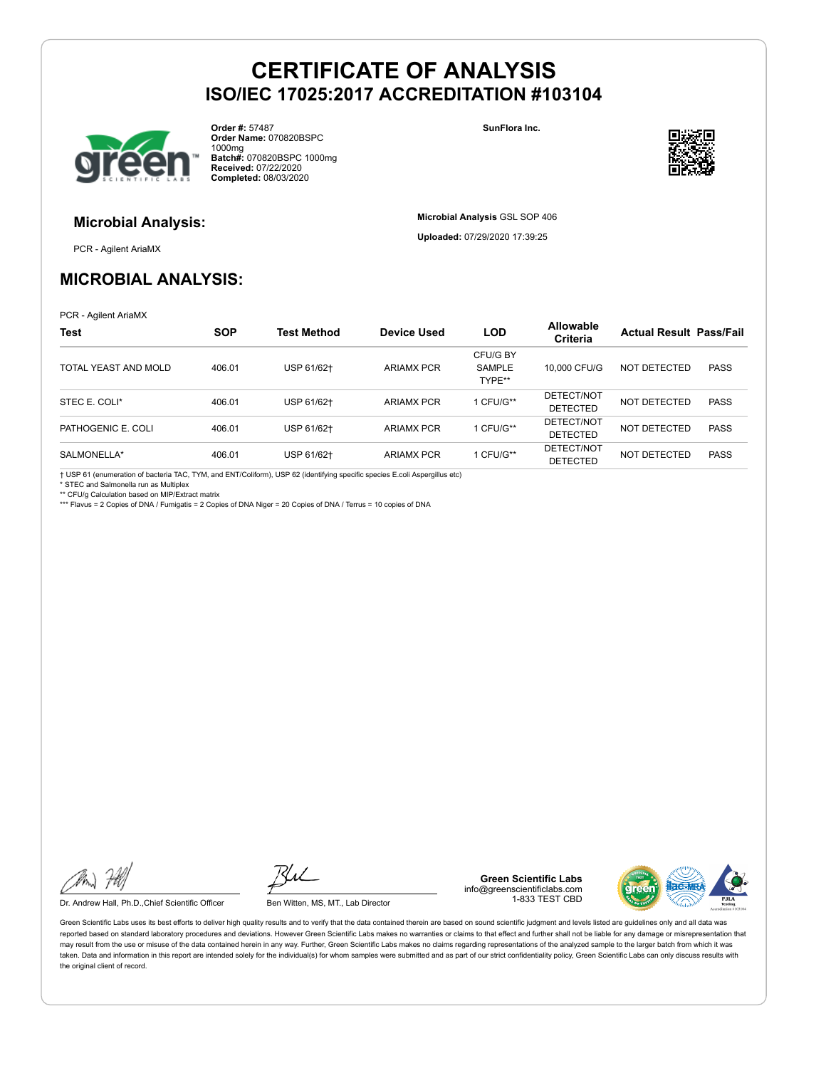# CERTIFICATE OF ANALYSIS
## ISO/IEC 17025:2017 ACCREDITATION #103104

**Order #:** 57487
**Order Name:** 070820BSPC 1000mg
**Batch#:** 070820BSPC 1000mg
**Received:** 07/22/2020
**Completed:** 08/03/2020

**SunFlora Inc.**

### Microbial Analysis:

PCR - Agilent AriaMX

**Microbial Analysis** GSL SOP 406

**Uploaded:** 07/29/2020 17:39:25

## MICROBIAL ANALYSIS:

PCR - Agilent AriaMX

| Test | SOP | Test Method | Device Used | LOD | Allowable Criteria | Actual Result | Pass/Fail |
|---|---|---|---|---|---|---|---|
| TOTAL YEAST AND MOLD | 406.01 | USP 61/62† | ARIAMX PCR | CFU/G BY SAMPLE TYPE** | 10,000 CFU/G | NOT DETECTED | PASS |
| STEC E. COLI* | 406.01 | USP 61/62† | ARIAMX PCR | 1 CFU/G** | DETECT/NOT DETECTED | NOT DETECTED | PASS |
| PATHOGENIC E. COLI | 406.01 | USP 61/62† | ARIAMX PCR | 1 CFU/G** | DETECT/NOT DETECTED | NOT DETECTED | PASS |
| SALMONELLA* | 406.01 | USP 61/62† | ARIAMX PCR | 1 CFU/G** | DETECT/NOT DETECTED | NOT DETECTED | PASS |

† USP 61 (enumeration of bacteria TAC, TYM, and ENT/Coliform), USP 62 (identifying specific species E.coli Aspergillus etc)
* STEC and Salmonella run as Multiplex
** CFU/g Calculation based on MIP/Extract matrix
*** Flavus = 2 Copies of DNA / Fumigatis = 2 Copies of DNA Niger = 20 Copies of DNA / Terrus = 10 copies of DNA

Dr. Andrew Hall, Ph.D.,Chief Scientific Officer

Ben Witten, MS, MT., Lab Director

**Green Scientific Labs**
info@greenscientificlabs.com
1-833 TEST CBD

Green Scientific Labs uses its best efforts to deliver high quality results and to verify that the data contained therein are based on sound scientific judgment and levels listed are guidelines only and all data was reported based on standard laboratory procedures and deviations. However Green Scientific Labs makes no warranties or claims to that effect and further shall not be liable for any damage or misrepresentation that may result from the use or misuse of the data contained herein in any way. Further, Green Scientific Labs makes no claims regarding representations of the analyzed sample to the larger batch from which it was taken. Data and information in this report are intended solely for the individual(s) for whom samples were submitted and as part of our strict confidentiality policy, Green Scientific Labs can only discuss results with the original client of record.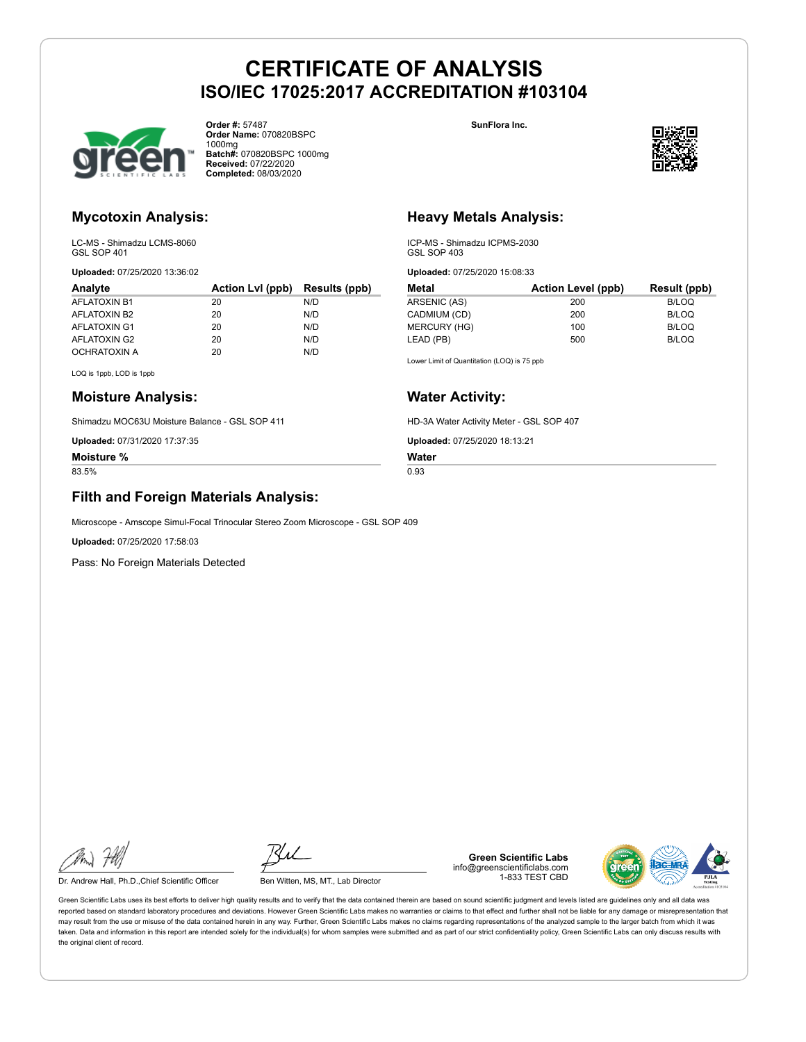# CERTIFICATE OF ANALYSIS
## ISO/IEC 17025:2017 ACCREDITATION #103104

**Order #:** 57487
**Order Name:** 070820BSPC 1000mg
**Batch#:** 070820BSPC 1000mg
**Received:** 07/22/2020
**Completed:** 08/03/2020

**SunFlora Inc.**

## Mycotoxin Analysis:

LC-MS - Shimadzu LCMS-8060
GSL SOP 401

**Uploaded:** 07/25/2020 13:36:02

| Analyte | Action Lvl (ppb) | Results (ppb) |
|---|---|---|
| AFLATOXIN B1 | 20 | N/D |
| AFLATOXIN B2 | 20 | N/D |
| AFLATOXIN G1 | 20 | N/D |
| AFLATOXIN G2 | 20 | N/D |
| OCHRATOXIN A | 20 | N/D |

LOQ is 1ppb, LOD is 1ppb

## Heavy Metals Analysis:

ICP-MS - Shimadzu ICPMS-2030
GSL SOP 403

**Uploaded:** 07/25/2020 15:08:33

| Metal | Action Level (ppb) | Result (ppb) |
|---|---|---|
| ARSENIC (AS) | 200 | B/LOQ |
| CADMIUM (CD) | 200 | B/LOQ |
| MERCURY (HG) | 100 | B/LOQ |
| LEAD (PB) | 500 | B/LOQ |

Lower Limit of Quantitation (LOQ) is 75 ppb

## Moisture Analysis:

Shimadzu MOC63U Moisture Balance - GSL SOP 411

**Uploaded:** 07/31/2020 17:37:35

| Moisture % |
|---|
| 83.5% |

## Water Activity:

HD-3A Water Activity Meter - GSL SOP 407

**Uploaded:** 07/25/2020 18:13:21

| Water |
|---|
| 0.93 |

## Filth and Foreign Materials Analysis:

Microscope - Amscope Simul-Focal Trinocular Stereo Zoom Microscope - GSL SOP 409

**Uploaded:** 07/25/2020 17:58:03

Pass: No Foreign Materials Detected

Dr. Andrew Hall, Ph.D.,Chief Scientific Officer

Ben Witten, MS, MT., Lab Director

**Green Scientific Labs**
info@greenscientificlabs.com
1-833 TEST CBD

Green Scientific Labs uses its best efforts to deliver high quality results and to verify that the data contained therein are based on sound scientific judgment and levels listed are guidelines only and all data was reported based on standard laboratory procedures and deviations. However Green Scientific Labs makes no warranties or claims to that effect and further shall not be liable for any damage or misrepresentation that may result from the use or misuse of the data contained herein in any way. Further, Green Scientific Labs makes no claims regarding representations of the analyzed sample to the larger batch from which it was taken. Data and information in this report are intended solely for the individual(s) for whom samples were submitted and as part of our strict confidentiality policy, Green Scientific Labs can only discuss results with the original client of record.